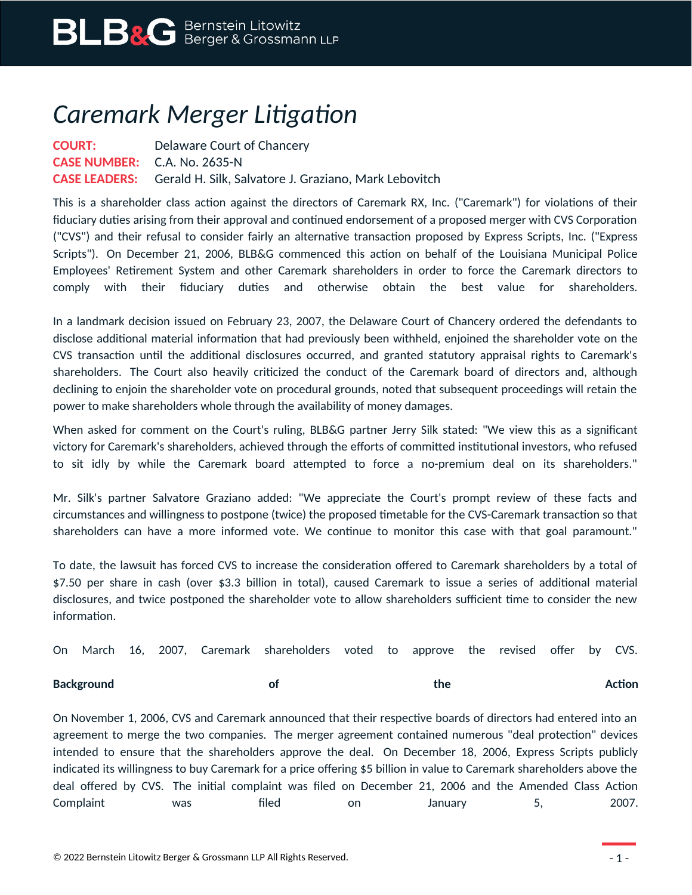# *Caremark Merger Litigation*

**COURT:** Delaware Court of Chancery
**CASE NUMBER:** C.A. No. 2635-N
**CASE LEADERS:** Gerald H. Silk, Salvatore J. Graziano, Mark Lebovitch

This is a shareholder class action against the directors of Caremark RX, Inc. ("Caremark") for violations of their fiduciary duties arising from their approval and continued endorsement of a proposed merger with CVS Corporation ("CVS") and their refusal to consider fairly an alternative transaction proposed by Express Scripts, Inc. ("Express Scripts"). On December 21, 2006, BLB&G commenced this action on behalf of the Louisiana Municipal Police Employees' Retirement System and other Caremark shareholders in order to force the Caremark directors to comply with their fiduciary duties and otherwise obtain the best value for shareholders.

In a landmark decision issued on February 23, 2007, the Delaware Court of Chancery ordered the defendants to disclose additional material information that had previously been withheld, enjoined the shareholder vote on the CVS transaction until the additional disclosures occurred, and granted statutory appraisal rights to Caremark's shareholders. The Court also heavily criticized the conduct of the Caremark board of directors and, although declining to enjoin the shareholder vote on procedural grounds, noted that subsequent proceedings will retain the power to make shareholders whole through the availability of money damages.

When asked for comment on the Court's ruling, BLB&G partner Jerry Silk stated: "We view this as a significant victory for Caremark's shareholders, achieved through the efforts of committed institutional investors, who refused to sit idly by while the Caremark board attempted to force a no-premium deal on its shareholders."

Mr. Silk's partner Salvatore Graziano added: "We appreciate the Court's prompt review of these facts and circumstances and willingness to postpone (twice) the proposed timetable for the CVS-Caremark transaction so that shareholders can have a more informed vote. We continue to monitor this case with that goal paramount."

To date, the lawsuit has forced CVS to increase the consideration offered to Caremark shareholders by a total of $7.50 per share in cash (over $3.3 billion in total), caused Caremark to issue a series of additional material disclosures, and twice postponed the shareholder vote to allow shareholders sufficient time to consider the new information.

On March 16, 2007, Caremark shareholders voted to approve the revised offer by CVS.

**Background of the Action**

On November 1, 2006, CVS and Caremark announced that their respective boards of directors had entered into an agreement to merge the two companies. The merger agreement contained numerous "deal protection" devices intended to ensure that the shareholders approve the deal. On December 18, 2006, Express Scripts publicly indicated its willingness to buy Caremark for a price offering $5 billion in value to Caremark shareholders above the deal offered by CVS. The initial complaint was filed on December 21, 2006 and the Amended Class Action Complaint was filed on January 5, 2007.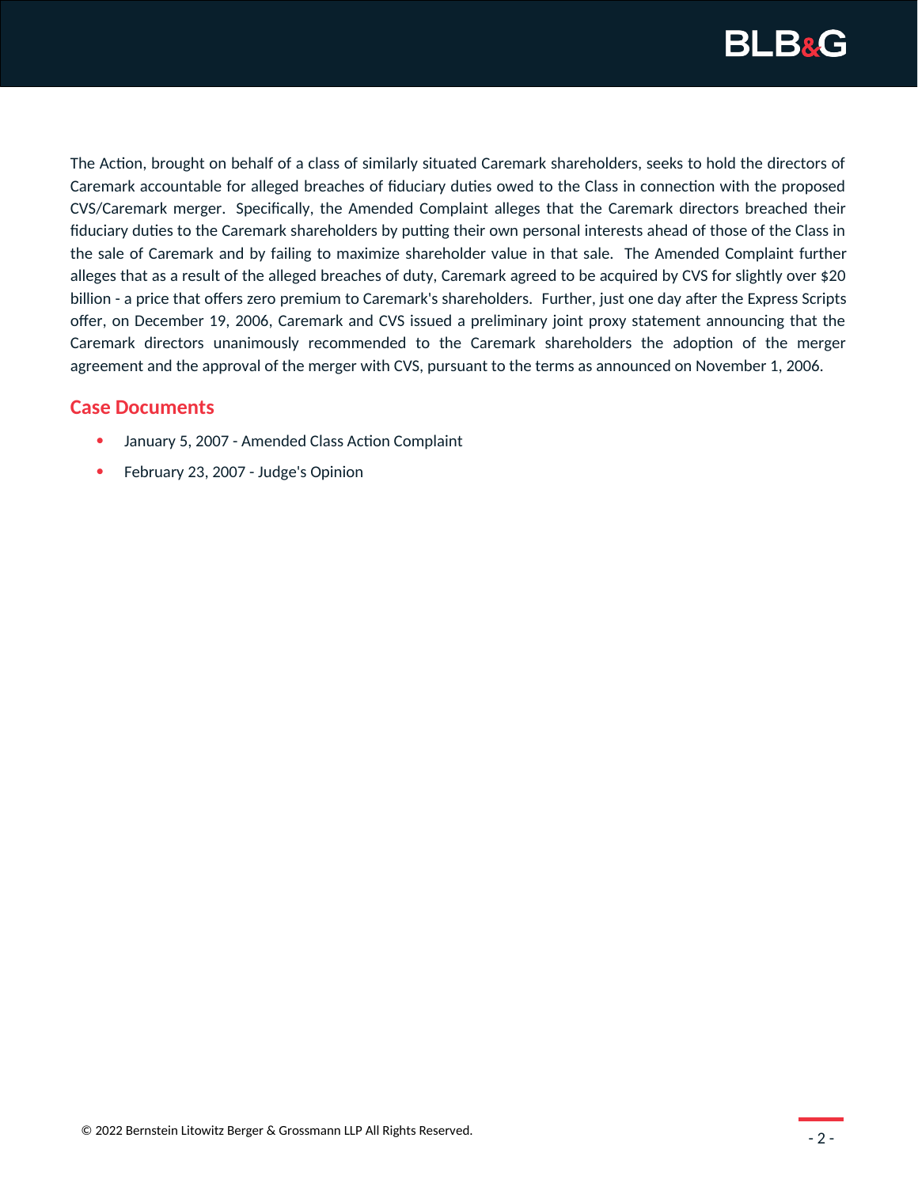The Action, brought on behalf of a class of similarly situated Caremark shareholders, seeks to hold the directors of Caremark accountable for alleged breaches of fiduciary duties owed to the Class in connection with the proposed CVS/Caremark merger. Specifically, the Amended Complaint alleges that the Caremark directors breached their fiduciary duties to the Caremark shareholders by putting their own personal interests ahead of those of the Class in the sale of Caremark and by failing to maximize shareholder value in that sale. The Amended Complaint further alleges that as a result of the alleged breaches of duty, Caremark agreed to be acquired by CVS for slightly over $20 billion - a price that offers zero premium to Caremark's shareholders. Further, just one day after the Express Scripts offer, on December 19, 2006, Caremark and CVS issued a preliminary joint proxy statement announcing that the Caremark directors unanimously recommended to the Caremark shareholders the adoption of the merger agreement and the approval of the merger with CVS, pursuant to the terms as announced on November 1, 2006.

## Case Documents

- January 5, 2007 - Amended Class Action Complaint
- February 23, 2007 - Judge's Opinion